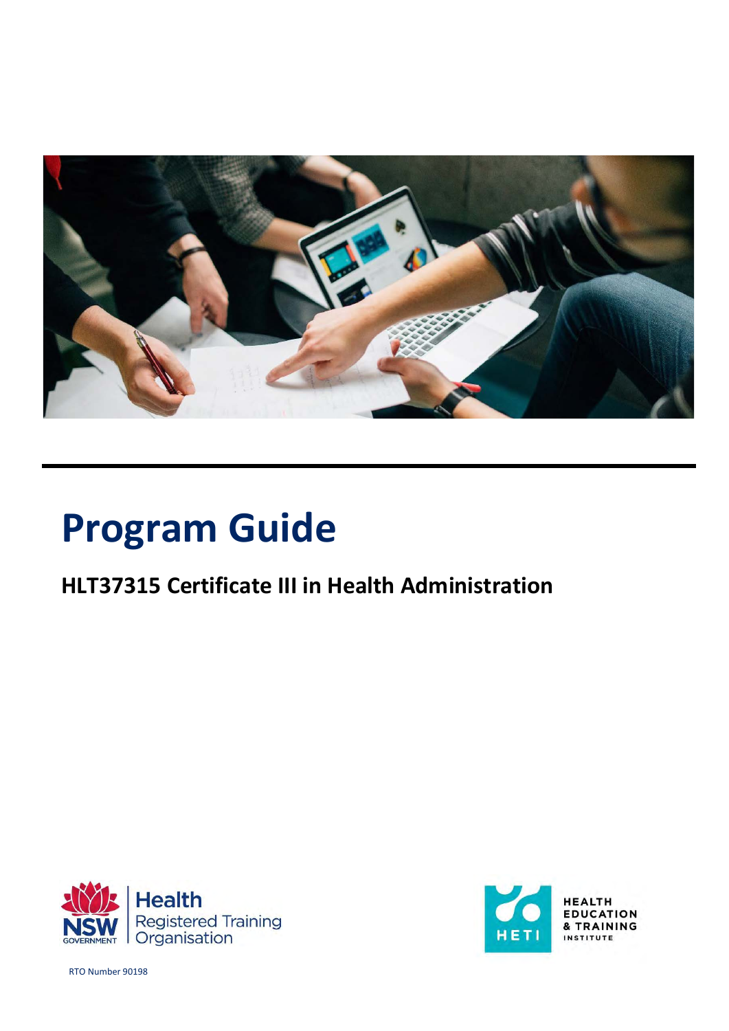# Program Guide

## HLT37315 Certificate III in Health Administration

Health Registered Training Organisation

HEALTH EDUCATION & TRAINING INSTITUTE

RTO Number 90198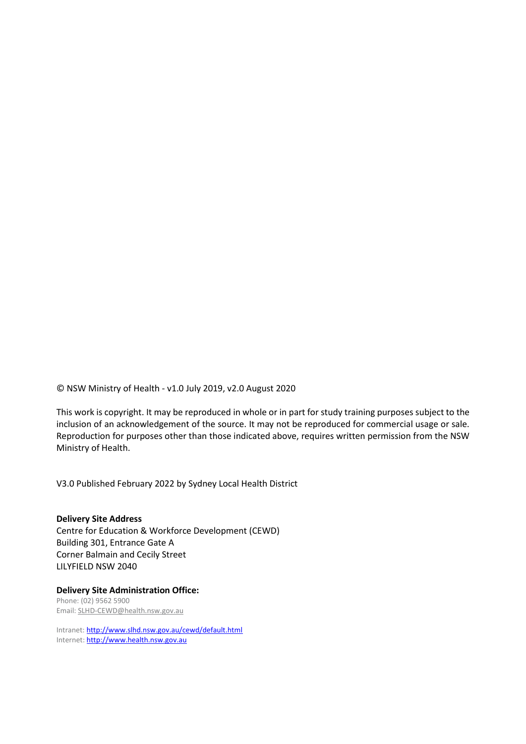© NSW Ministry of Health - v1.0 July 2019, v2.0 August 2020

This work is copyright. It may be reproduced in whole or in part for study training purposes subject to the inclusion of an acknowledgement of the source. It may not be reproduced for commercial usage or sale. Reproduction for purposes other than those indicated above, requires written permission from the NSW Ministry of Health.

V3.0 Published February 2022 by Sydney Local Health District

**Delivery Site Address**
Centre for Education & Workforce Development (CEWD)
Building 301, Entrance Gate A
Corner Balmain and Cecily Street
LILYFIELD NSW 2040

**Delivery Site Administration Office:**
Phone: (02) 9562 5900
Email: SLHD-CEWD@health.nsw.gov.au

Intranet: http://www.slhd.nsw.gov.au/cewd/default.html
Internet: http://www.health.nsw.gov.au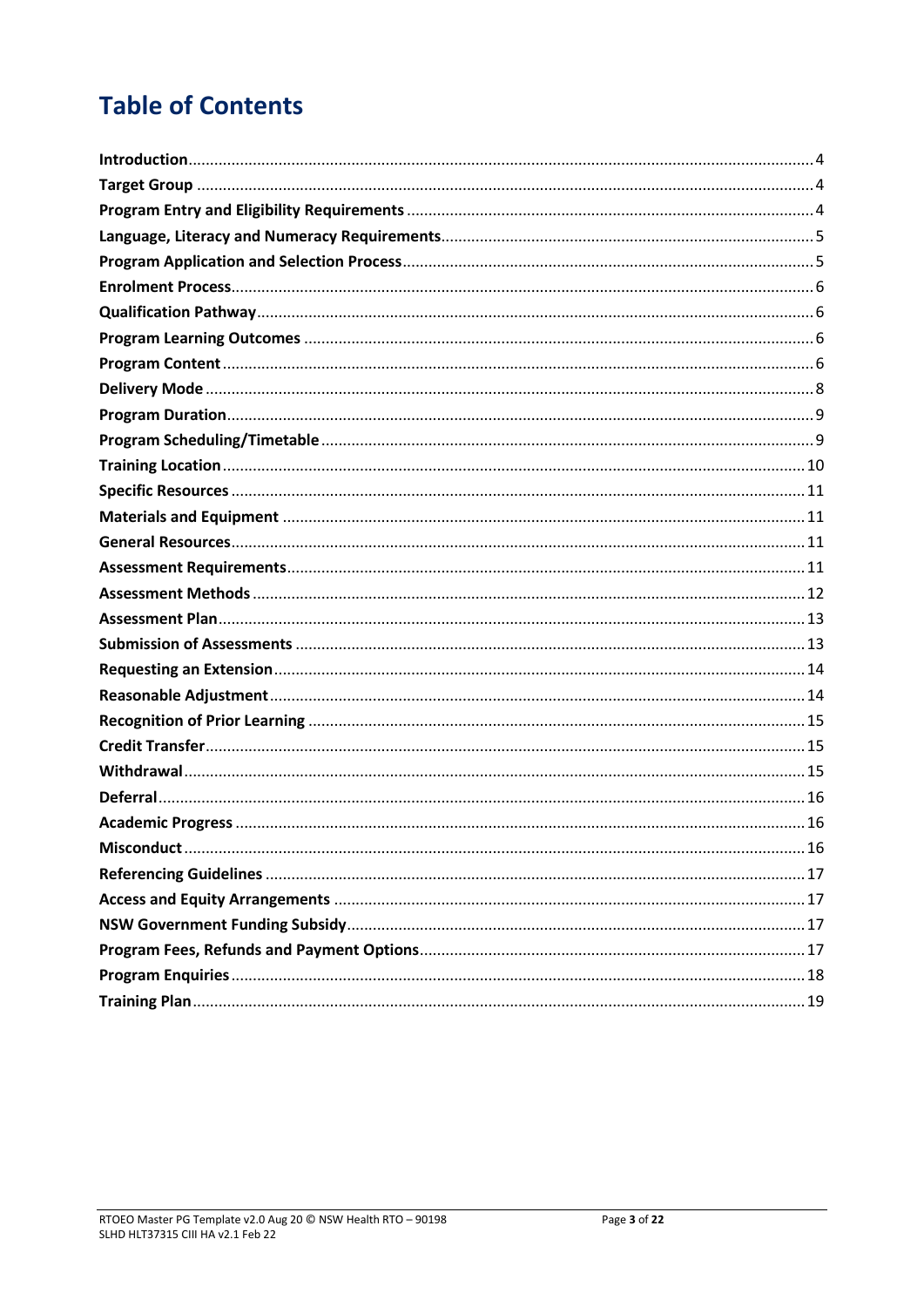# Table of Contents

| Section | Page |
| --- | --- |
| **Introduction** | 4 |
| **Target Group** | 4 |
| **Program Entry and Eligibility Requirements** | 4 |
| **Language, Literacy and Numeracy Requirements** | 5 |
| **Program Application and Selection Process** | 5 |
| **Enrolment Process** | 6 |
| **Qualification Pathway** | 6 |
| **Program Learning Outcomes** | 6 |
| **Program Content** | 6 |
| **Delivery Mode** | 8 |
| **Program Duration** | 9 |
| **Program Scheduling/Timetable** | 9 |
| **Training Location** | 10 |
| **Specific Resources** | 11 |
| **Materials and Equipment** | 11 |
| **General Resources** | 11 |
| **Assessment Requirements** | 11 |
| **Assessment Methods** | 12 |
| **Assessment Plan** | 13 |
| **Submission of Assessments** | 13 |
| **Requesting an Extension** | 14 |
| **Reasonable Adjustment** | 14 |
| **Recognition of Prior Learning** | 15 |
| **Credit Transfer** | 15 |
| **Withdrawal** | 15 |
| **Deferral** | 16 |
| **Academic Progress** | 16 |
| **Misconduct** | 16 |
| **Referencing Guidelines** | 17 |
| **Access and Equity Arrangements** | 17 |
| **NSW Government Funding Subsidy** | 17 |
| **Program Fees, Refunds and Payment Options** | 17 |
| **Program Enquiries** | 18 |
| **Training Plan** | 19 |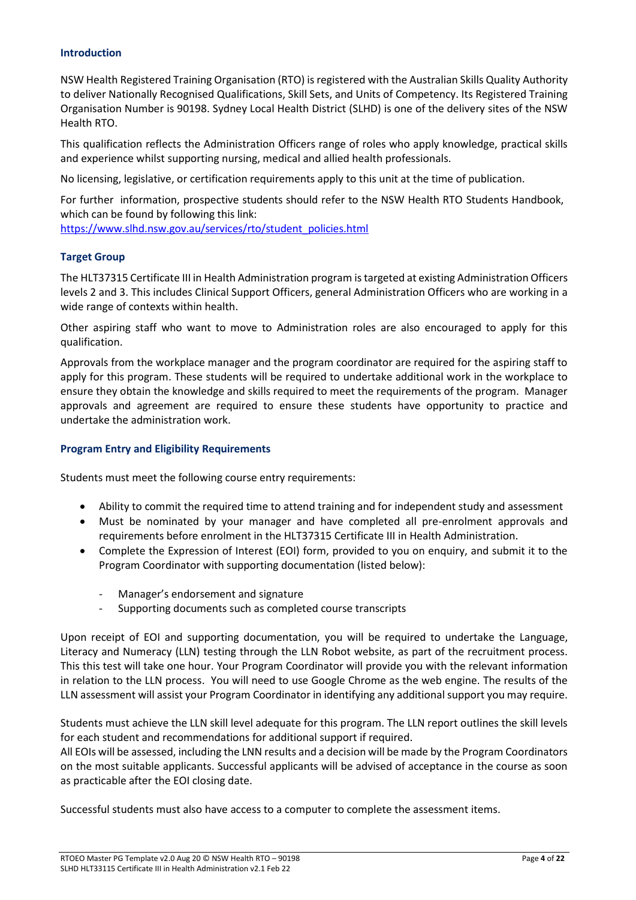### Introduction

NSW Health Registered Training Organisation (RTO) is registered with the Australian Skills Quality Authority to deliver Nationally Recognised Qualifications, Skill Sets, and Units of Competency. Its Registered Training Organisation Number is 90198. Sydney Local Health District (SLHD) is one of the delivery sites of the NSW Health RTO.

This qualification reflects the Administration Officers range of roles who apply knowledge, practical skills and experience whilst supporting nursing, medical and allied health professionals.

No licensing, legislative, or certification requirements apply to this unit at the time of publication.

For further information, prospective students should refer to the NSW Health RTO Students Handbook, which can be found by following this link:
[https://www.slhd.nsw.gov.au/services/rto/student_policies.html](https://www.slhd.nsw.gov.au/services/rto/student_policies.html)

### Target Group

The HLT37315 Certificate III in Health Administration program is targeted at existing Administration Officers levels 2 and 3. This includes Clinical Support Officers, general Administration Officers who are working in a wide range of contexts within health.

Other aspiring staff who want to move to Administration roles are also encouraged to apply for this qualification.

Approvals from the workplace manager and the program coordinator are required for the aspiring staff to apply for this program. These students will be required to undertake additional work in the workplace to ensure they obtain the knowledge and skills required to meet the requirements of the program. Manager approvals and agreement are required to ensure these students have opportunity to practice and undertake the administration work.

### Program Entry and Eligibility Requirements

Students must meet the following course entry requirements:

- Ability to commit the required time to attend training and for independent study and assessment
- Must be nominated by your manager and have completed all pre-enrolment approvals and requirements before enrolment in the HLT37315 Certificate III in Health Administration.
- Complete the Expression of Interest (EOI) form, provided to you on enquiry, and submit it to the Program Coordinator with supporting documentation (listed below):
  - Manager's endorsement and signature
  - Supporting documents such as completed course transcripts

Upon receipt of EOI and supporting documentation, you will be required to undertake the Language, Literacy and Numeracy (LLN) testing through the LLN Robot website, as part of the recruitment process. This this test will take one hour. Your Program Coordinator will provide you with the relevant information in relation to the LLN process. You will need to use Google Chrome as the web engine. The results of the LLN assessment will assist your Program Coordinator in identifying any additional support you may require.

Students must achieve the LLN skill level adequate for this program. The LLN report outlines the skill levels for each student and recommendations for additional support if required.
All EOIs will be assessed, including the LNN results and a decision will be made by the Program Coordinators on the most suitable applicants. Successful applicants will be advised of acceptance in the course as soon as practicable after the EOI closing date.

Successful students must also have access to a computer to complete the assessment items.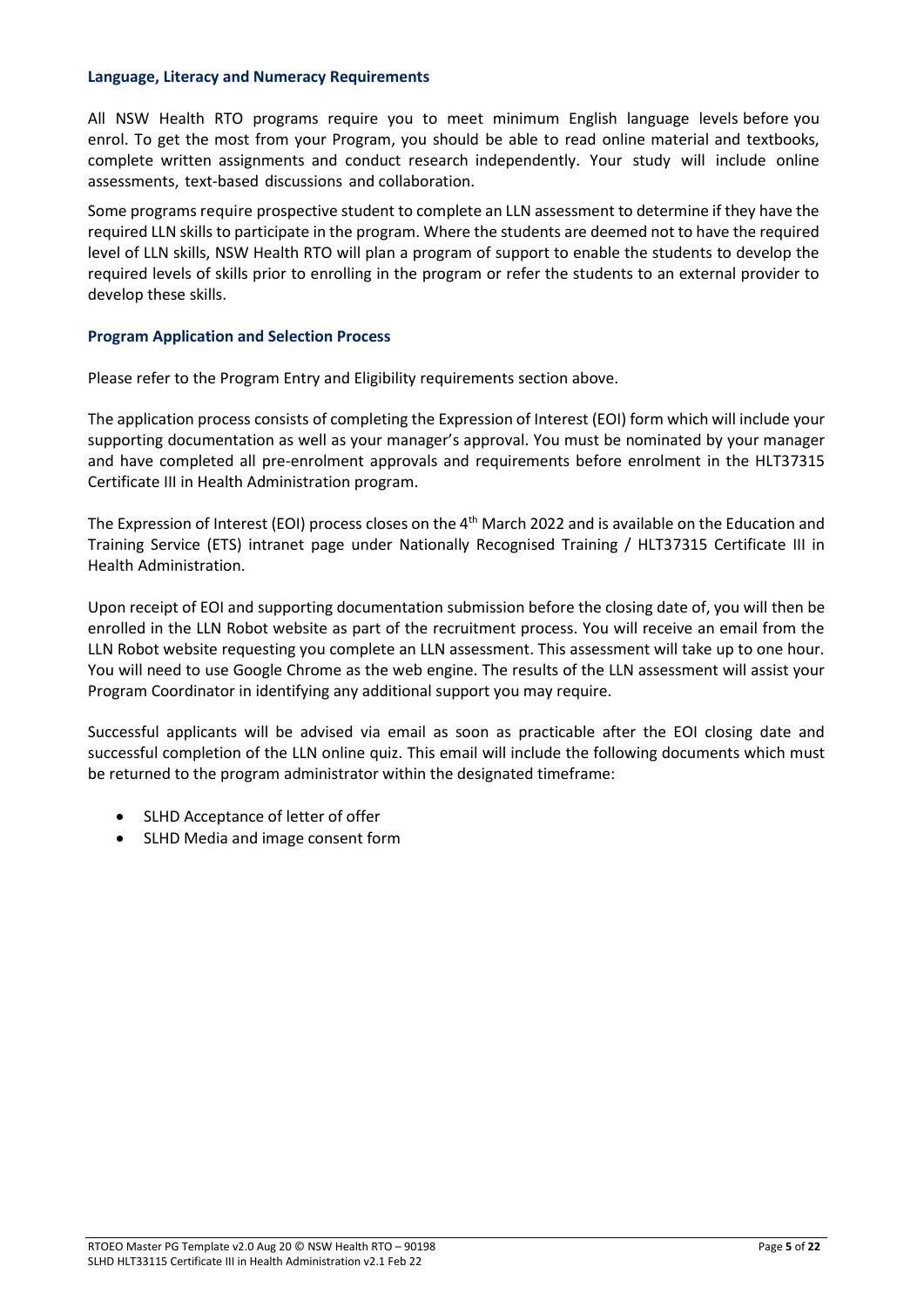### Language, Literacy and Numeracy Requirements

All NSW Health RTO programs require you to meet minimum English language levels before you enrol. To get the most from your Program, you should be able to read online material and textbooks, complete written assignments and conduct research independently. Your study will include online assessments, text-based discussions and collaboration.

Some programs require prospective student to complete an LLN assessment to determine if they have the required LLN skills to participate in the program. Where the students are deemed not to have the required level of LLN skills, NSW Health RTO will plan a program of support to enable the students to develop the required levels of skills prior to enrolling in the program or refer the students to an external provider to develop these skills.

### Program Application and Selection Process

Please refer to the Program Entry and Eligibility requirements section above.

The application process consists of completing the Expression of Interest (EOI) form which will include your supporting documentation as well as your manager's approval. You must be nominated by your manager and have completed all pre-enrolment approvals and requirements before enrolment in the HLT37315 Certificate III in Health Administration program.

The Expression of Interest (EOI) process closes on the 4th March 2022 and is available on the Education and Training Service (ETS) intranet page under Nationally Recognised Training / HLT37315 Certificate III in Health Administration.

Upon receipt of EOI and supporting documentation submission before the closing date of, you will then be enrolled in the LLN Robot website as part of the recruitment process. You will receive an email from the LLN Robot website requesting you complete an LLN assessment. This assessment will take up to one hour. You will need to use Google Chrome as the web engine. The results of the LLN assessment will assist your Program Coordinator in identifying any additional support you may require.

Successful applicants will be advised via email as soon as practicable after the EOI closing date and successful completion of the LLN online quiz. This email will include the following documents which must be returned to the program administrator within the designated timeframe:

- SLHD Acceptance of letter of offer
- SLHD Media and image consent form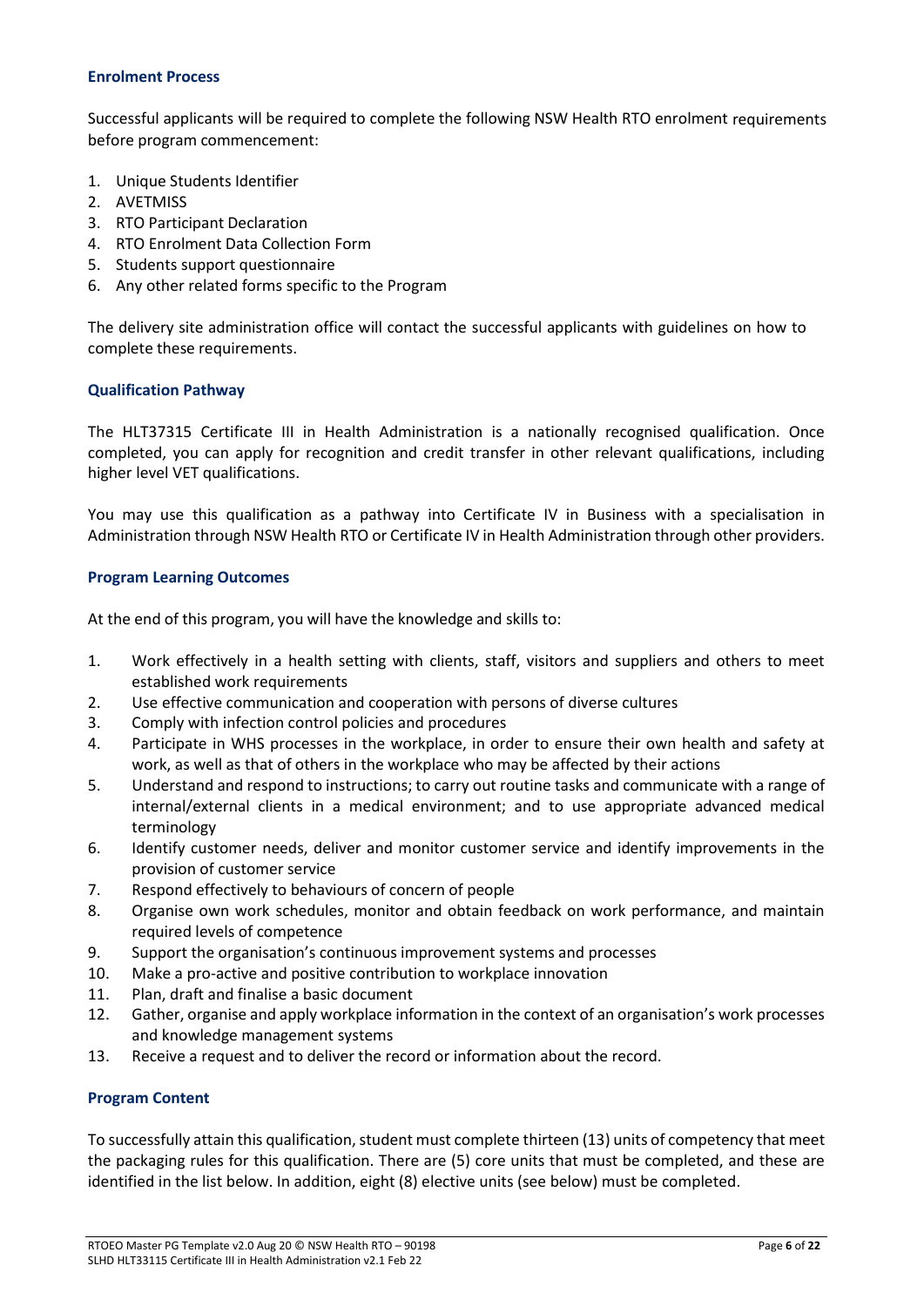### Enrolment Process

Successful applicants will be required to complete the following NSW Health RTO enrolment requirements before program commencement:

1. Unique Students Identifier
2. AVETMISS
3. RTO Participant Declaration
4. RTO Enrolment Data Collection Form
5. Students support questionnaire
6. Any other related forms specific to the Program

The delivery site administration office will contact the successful applicants with guidelines on how to complete these requirements.

### Qualification Pathway

The HLT37315 Certificate III in Health Administration is a nationally recognised qualification. Once completed, you can apply for recognition and credit transfer in other relevant qualifications, including higher level VET qualifications.

You may use this qualification as a pathway into Certificate IV in Business with a specialisation in Administration through NSW Health RTO or Certificate IV in Health Administration through other providers.

### Program Learning Outcomes

At the end of this program, you will have the knowledge and skills to:

1. Work effectively in a health setting with clients, staff, visitors and suppliers and others to meet established work requirements
2. Use effective communication and cooperation with persons of diverse cultures
3. Comply with infection control policies and procedures
4. Participate in WHS processes in the workplace, in order to ensure their own health and safety at work, as well as that of others in the workplace who may be affected by their actions
5. Understand and respond to instructions; to carry out routine tasks and communicate with a range of internal/external clients in a medical environment; and to use appropriate advanced medical terminology
6. Identify customer needs, deliver and monitor customer service and identify improvements in the provision of customer service
7. Respond effectively to behaviours of concern of people
8. Organise own work schedules, monitor and obtain feedback on work performance, and maintain required levels of competence
9. Support the organisation's continuous improvement systems and processes
10. Make a pro-active and positive contribution to workplace innovation
11. Plan, draft and finalise a basic document
12. Gather, organise and apply workplace information in the context of an organisation's work processes and knowledge management systems
13. Receive a request and to deliver the record or information about the record.

### Program Content

To successfully attain this qualification, student must complete thirteen (13) units of competency that meet the packaging rules for this qualification. There are (5) core units that must be completed, and these are identified in the list below. In addition, eight (8) elective units (see below) must be completed.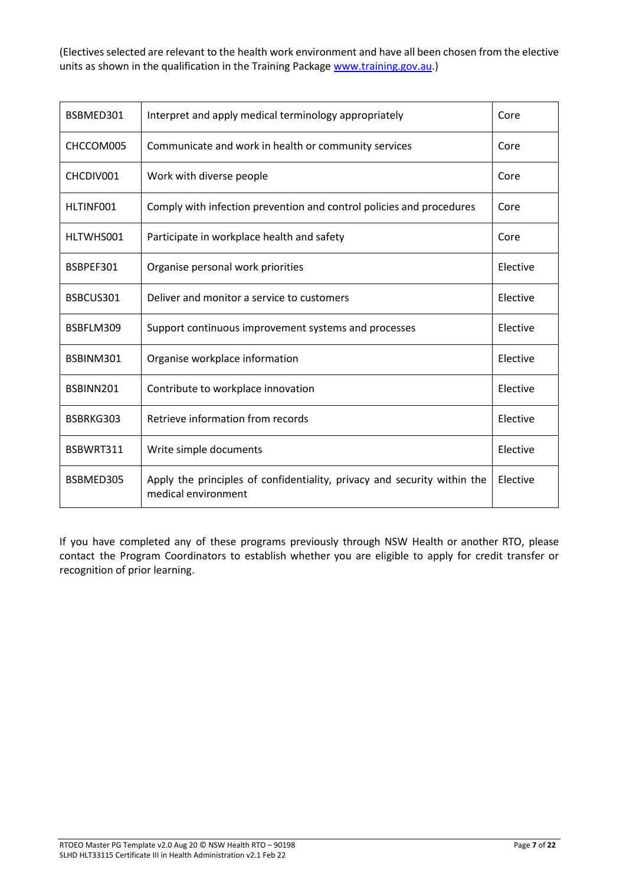(Electives selected are relevant to the health work environment and have all been chosen from the elective units as shown in the qualification in the Training Package [www.training.gov.au](www.training.gov.au).)

| | | |
|---|---|---|
| BSBMED301 | Interpret and apply medical terminology appropriately | Core |
| CHCCOM005 | Communicate and work in health or community services | Core |
| CHCDIV001 | Work with diverse people | Core |
| HLTINF001 | Comply with infection prevention and control policies and procedures | Core |
| HLTWHS001 | Participate in workplace health and safety | Core |
| BSBPEF301 | Organise personal work priorities | Elective |
| BSBCUS301 | Deliver and monitor a service to customers | Elective |
| BSBFLM309 | Support continuous improvement systems and processes | Elective |
| BSBINM301 | Organise workplace information | Elective |
| BSBINN201 | Contribute to workplace innovation | Elective |
| BSBRKG303 | Retrieve information from records | Elective |
| BSBWRT311 | Write simple documents | Elective |
| BSBMED305 | Apply the principles of confidentiality, privacy and security within the medical environment | Elective |

If you have completed any of these programs previously through NSW Health or another RTO, please contact the Program Coordinators to establish whether you are eligible to apply for credit transfer or recognition of prior learning.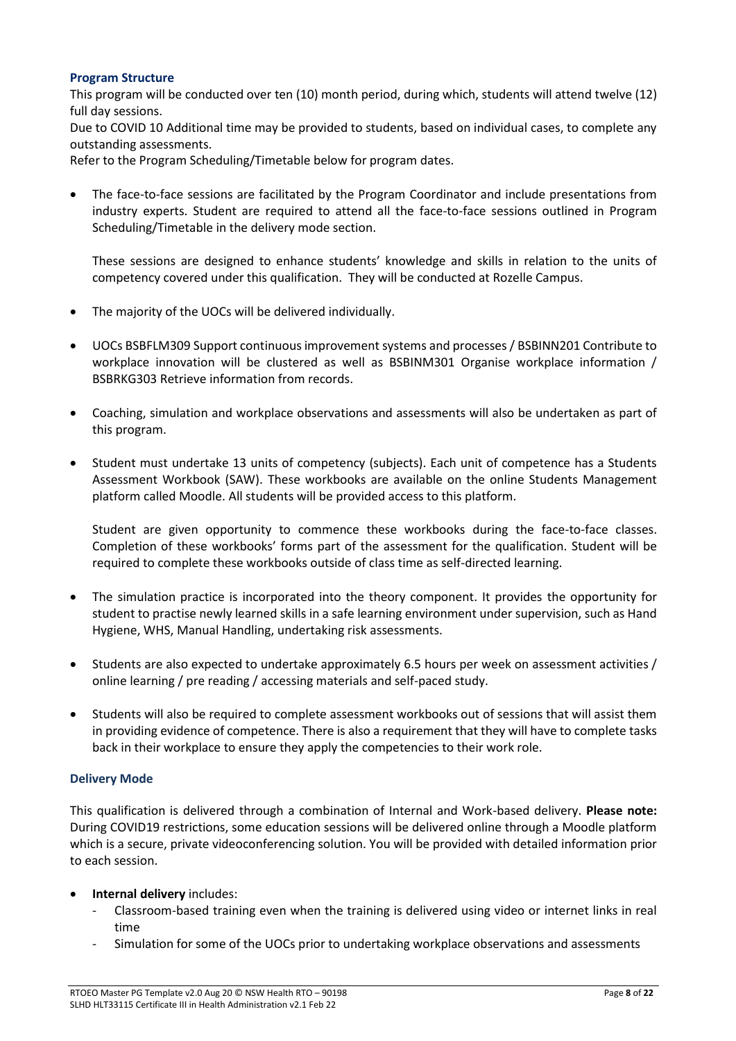### Program Structure

This program will be conducted over ten (10) month period, during which, students will attend twelve (12) full day sessions.

Due to COVID 10 Additional time may be provided to students, based on individual cases, to complete any outstanding assessments.

Refer to the Program Scheduling/Timetable below for program dates.

- The face-to-face sessions are facilitated by the Program Coordinator and include presentations from industry experts. Student are required to attend all the face-to-face sessions outlined in Program Scheduling/Timetable in the delivery mode section.

  These sessions are designed to enhance students' knowledge and skills in relation to the units of competency covered under this qualification. They will be conducted at Rozelle Campus.

- The majority of the UOCs will be delivered individually.

- UOCs BSBFLM309 Support continuous improvement systems and processes / BSBINN201 Contribute to workplace innovation will be clustered as well as BSBINM301 Organise workplace information / BSBRKG303 Retrieve information from records.

- Coaching, simulation and workplace observations and assessments will also be undertaken as part of this program.

- Student must undertake 13 units of competency (subjects). Each unit of competence has a Students Assessment Workbook (SAW). These workbooks are available on the online Students Management platform called Moodle. All students will be provided access to this platform.

  Student are given opportunity to commence these workbooks during the face-to-face classes. Completion of these workbooks' forms part of the assessment for the qualification. Student will be required to complete these workbooks outside of class time as self-directed learning.

- The simulation practice is incorporated into the theory component. It provides the opportunity for student to practise newly learned skills in a safe learning environment under supervision, such as Hand Hygiene, WHS, Manual Handling, undertaking risk assessments.

- Students are also expected to undertake approximately 6.5 hours per week on assessment activities / online learning / pre reading / accessing materials and self-paced study.

- Students will also be required to complete assessment workbooks out of sessions that will assist them in providing evidence of competence. There is also a requirement that they will have to complete tasks back in their workplace to ensure they apply the competencies to their work role.

### Delivery Mode

This qualification is delivered through a combination of Internal and Work-based delivery. **Please note:** During COVID19 restrictions, some education sessions will be delivered online through a Moodle platform which is a secure, private videoconferencing solution. You will be provided with detailed information prior to each session.

- **Internal delivery** includes:
  - Classroom-based training even when the training is delivered using video or internet links in real time
  - Simulation for some of the UOCs prior to undertaking workplace observations and assessments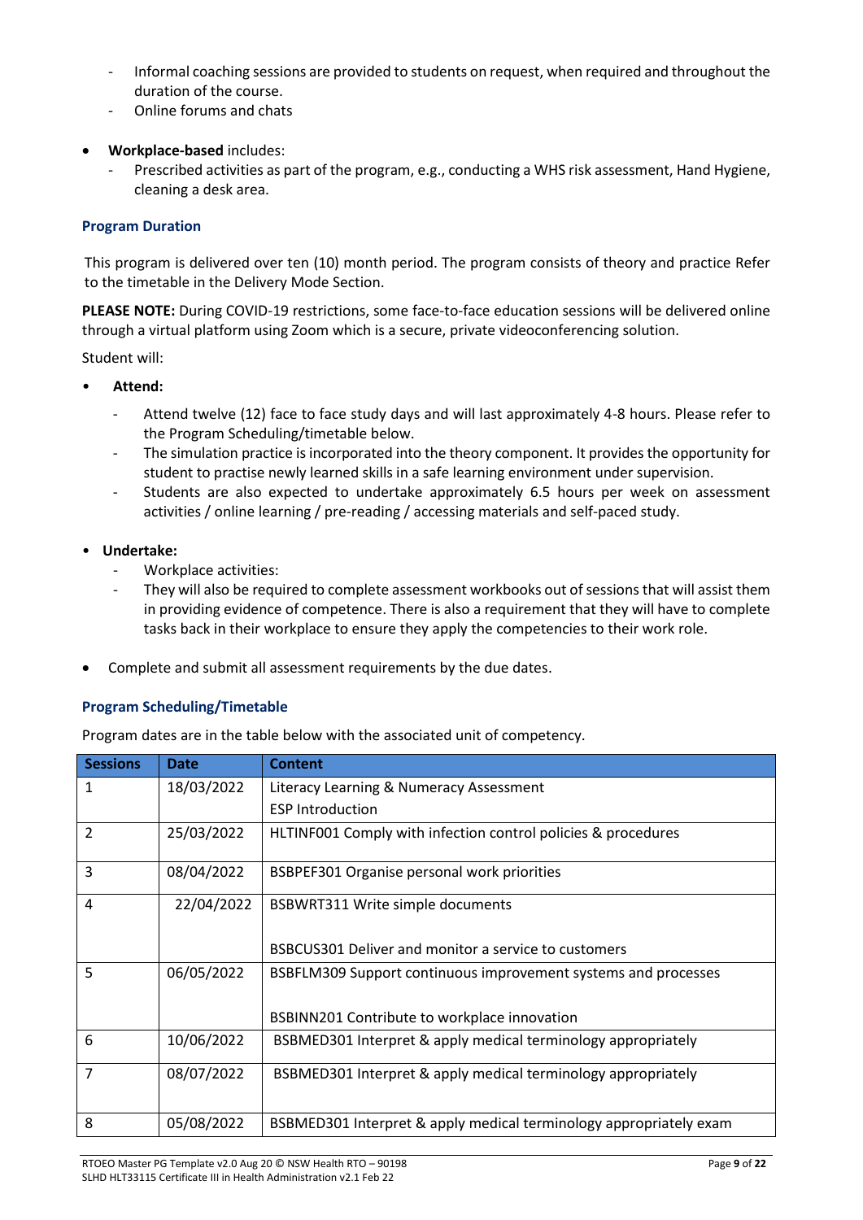- Informal coaching sessions are provided to students on request, when required and throughout the duration of the course.
- Online forums and chats

- **Workplace-based** includes:
  - Prescribed activities as part of the program, e.g., conducting a WHS risk assessment, Hand Hygiene, cleaning a desk area.

### Program Duration

This program is delivered over ten (10) month period. The program consists of theory and practice Refer to the timetable in the Delivery Mode Section.

**PLEASE NOTE:** During COVID-19 restrictions, some face-to-face education sessions will be delivered online through a virtual platform using Zoom which is a secure, private videoconferencing solution.

Student will:

- **Attend:**
  - Attend twelve (12) face to face study days and will last approximately 4-8 hours. Please refer to the Program Scheduling/timetable below.
  - The simulation practice is incorporated into the theory component. It provides the opportunity for student to practise newly learned skills in a safe learning environment under supervision.
  - Students are also expected to undertake approximately 6.5 hours per week on assessment activities / online learning / pre-reading / accessing materials and self-paced study.

- **Undertake:**
  - Workplace activities:
  - They will also be required to complete assessment workbooks out of sessions that will assist them in providing evidence of competence. There is also a requirement that they will have to complete tasks back in their workplace to ensure they apply the competencies to their work role.

- Complete and submit all assessment requirements by the due dates.

### Program Scheduling/Timetable

Program dates are in the table below with the associated unit of competency.

| Sessions | Date | Content |
|---|---|---|
| 1 | 18/03/2022 | Literacy Learning & Numeracy Assessment<br>ESP Introduction |
| 2 | 25/03/2022 | HLTINF001 Comply with infection control policies & procedures |
| 3 | 08/04/2022 | BSBPEF301 Organise personal work priorities |
| 4 | 22/04/2022 | BSBWRT311 Write simple documents<br><br>BSBCUS301 Deliver and monitor a service to customers |
| 5 | 06/05/2022 | BSBFLM309 Support continuous improvement systems and processes<br><br>BSBINN201 Contribute to workplace innovation |
| 6 | 10/06/2022 | BSBMED301 Interpret & apply medical terminology appropriately |
| 7 | 08/07/2022 | BSBMED301 Interpret & apply medical terminology appropriately |
| 8 | 05/08/2022 | BSBMED301 Interpret & apply medical terminology appropriately exam |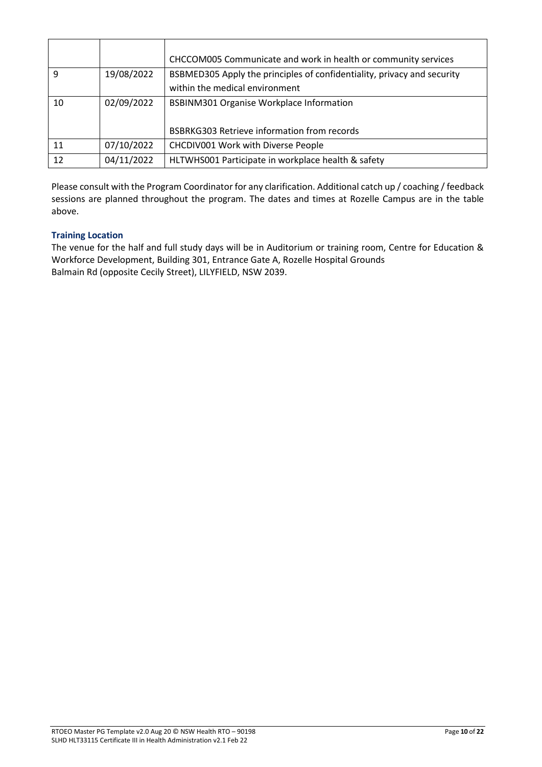| | | |
|---|---|---|
| | | CHCCOM005 Communicate and work in health or community services |
| 9 | 19/08/2022 | BSBMED305 Apply the principles of confidentiality, privacy and security within the medical environment |
| 10 | 02/09/2022 | BSBINM301 Organise Workplace Information<br><br>BSBRKG303 Retrieve information from records |
| 11 | 07/10/2022 | CHCDIV001 Work with Diverse People |
| 12 | 04/11/2022 | HLTWHS001 Participate in workplace health & safety |

Please consult with the Program Coordinator for any clarification. Additional catch up / coaching / feedback sessions are planned throughout the program. The dates and times at Rozelle Campus are in the table above.

### Training Location

The venue for the half and full study days will be in Auditorium or training room, Centre for Education & Workforce Development, Building 301, Entrance Gate A, Rozelle Hospital Grounds
Balmain Rd (opposite Cecily Street), LILYFIELD, NSW 2039.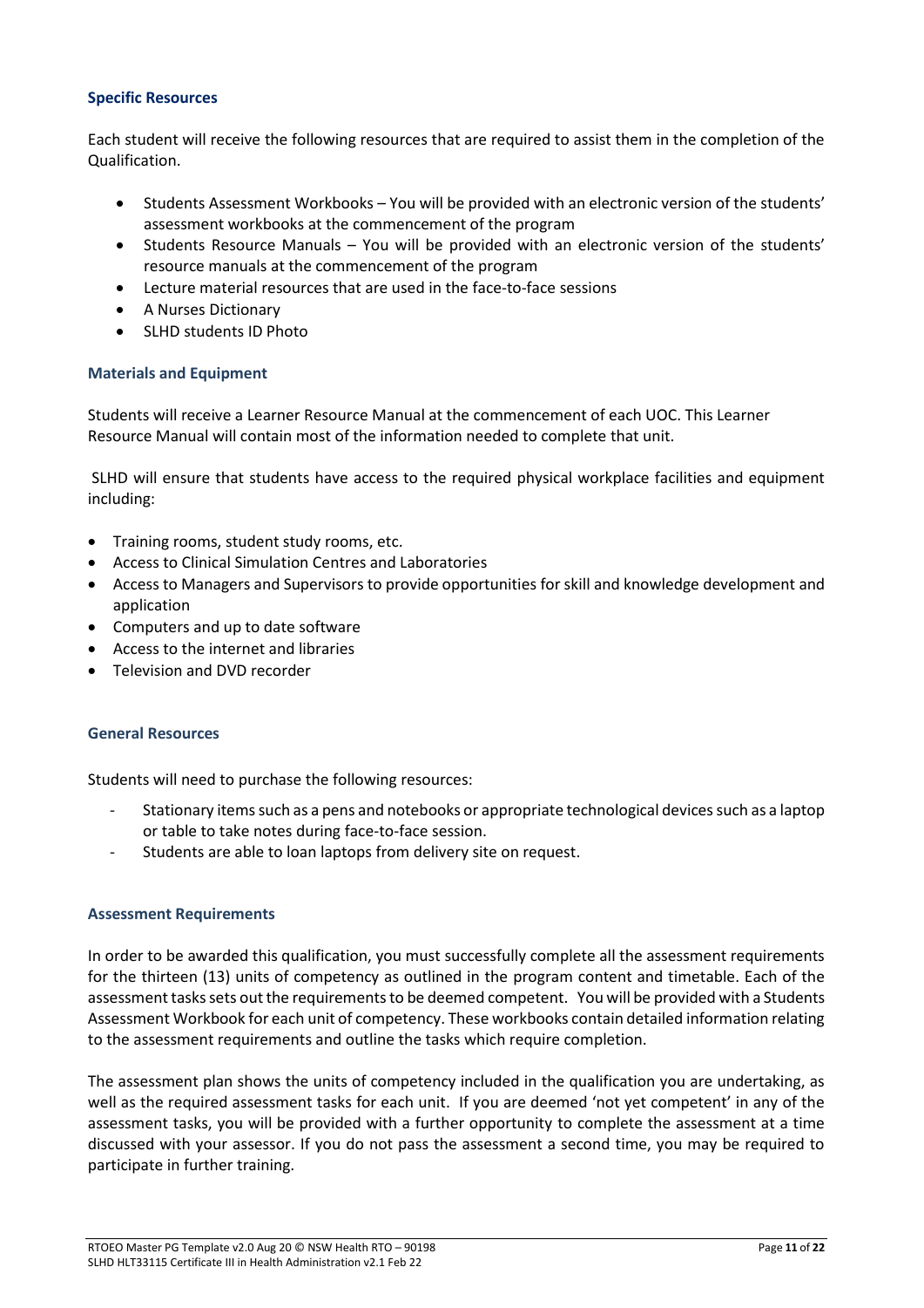### Specific Resources

Each student will receive the following resources that are required to assist them in the completion of the Qualification.

- Students Assessment Workbooks – You will be provided with an electronic version of the students' assessment workbooks at the commencement of the program
- Students Resource Manuals – You will be provided with an electronic version of the students' resource manuals at the commencement of the program
- Lecture material resources that are used in the face-to-face sessions
- A Nurses Dictionary
- SLHD students ID Photo

### Materials and Equipment

Students will receive a Learner Resource Manual at the commencement of each UOC. This Learner Resource Manual will contain most of the information needed to complete that unit.

SLHD will ensure that students have access to the required physical workplace facilities and equipment including:

- Training rooms, student study rooms, etc.
- Access to Clinical Simulation Centres and Laboratories
- Access to Managers and Supervisors to provide opportunities for skill and knowledge development and application
- Computers and up to date software
- Access to the internet and libraries
- Television and DVD recorder

### General Resources

Students will need to purchase the following resources:

- Stationary items such as a pens and notebooks or appropriate technological devices such as a laptop or table to take notes during face-to-face session.
- Students are able to loan laptops from delivery site on request.

### Assessment Requirements

In order to be awarded this qualification, you must successfully complete all the assessment requirements for the thirteen (13) units of competency as outlined in the program content and timetable. Each of the assessment tasks sets out the requirements to be deemed competent. You will be provided with a Students Assessment Workbook for each unit of competency. These workbooks contain detailed information relating to the assessment requirements and outline the tasks which require completion.

The assessment plan shows the units of competency included in the qualification you are undertaking, as well as the required assessment tasks for each unit. If you are deemed 'not yet competent' in any of the assessment tasks, you will be provided with a further opportunity to complete the assessment at a time discussed with your assessor. If you do not pass the assessment a second time, you may be required to participate in further training.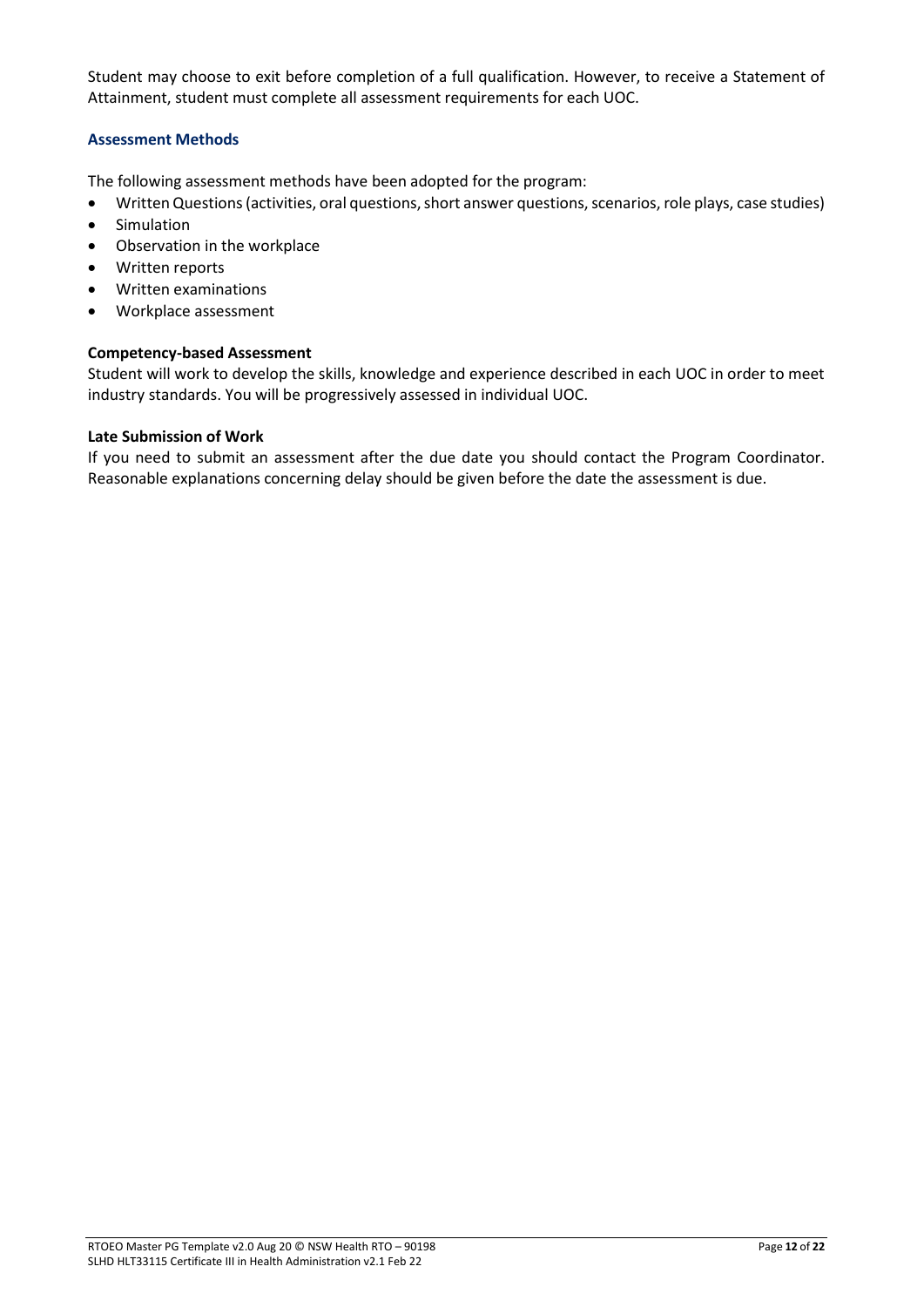Student may choose to exit before completion of a full qualification. However, to receive a Statement of Attainment, student must complete all assessment requirements for each UOC.

### Assessment Methods

The following assessment methods have been adopted for the program:

- Written Questions (activities, oral questions, short answer questions, scenarios, role plays, case studies)
- Simulation
- Observation in the workplace
- Written reports
- Written examinations
- Workplace assessment

**Competency-based Assessment**

Student will work to develop the skills, knowledge and experience described in each UOC in order to meet industry standards. You will be progressively assessed in individual UOC.

**Late Submission of Work**

If you need to submit an assessment after the due date you should contact the Program Coordinator. Reasonable explanations concerning delay should be given before the date the assessment is due.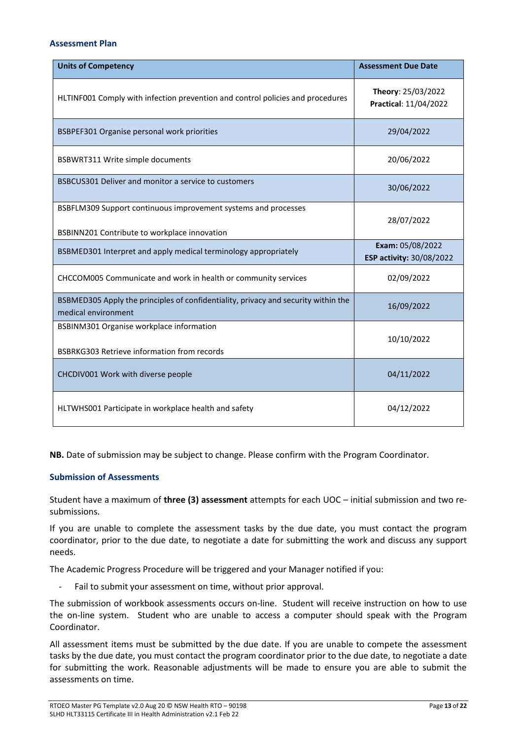## Assessment Plan

| Units of Competency | Assessment Due Date |
|---|---|
| HLTINF001 Comply with infection prevention and control policies and procedures | **Theory**: 25/03/2022<br>**Practical**: 11/04/2022 |
| BSBPEF301 Organise personal work priorities | 29/04/2022 |
| BSBWRT311 Write simple documents | 20/06/2022 |
| BSBCUS301 Deliver and monitor a service to customers | 30/06/2022 |
| BSBFLM309 Support continuous improvement systems and processes<br><br>BSBINN201 Contribute to workplace innovation | 28/07/2022 |
| BSBMED301 Interpret and apply medical terminology appropriately | **Exam:** 05/08/2022<br>**ESP activity:** 30/08/2022 |
| CHCCOM005 Communicate and work in health or community services | 02/09/2022 |
| BSBMED305 Apply the principles of confidentiality, privacy and security within the medical environment | 16/09/2022 |
| BSBINM301 Organise workplace information<br><br>BSBRKG303 Retrieve information from records | 10/10/2022 |
| CHCDIV001 Work with diverse people | 04/11/2022 |
| HLTWHS001 Participate in workplace health and safety | 04/12/2022 |

**NB.** Date of submission may be subject to change. Please confirm with the Program Coordinator.

### Submission of Assessments

Student have a maximum of **three (3) assessment** attempts for each UOC – initial submission and two re-submissions.

If you are unable to complete the assessment tasks by the due date, you must contact the program coordinator, prior to the due date, to negotiate a date for submitting the work and discuss any support needs.

The Academic Progress Procedure will be triggered and your Manager notified if you:

- Fail to submit your assessment on time, without prior approval.

The submission of workbook assessments occurs on-line. Student will receive instruction on how to use the on-line system. Student who are unable to access a computer should speak with the Program Coordinator.

All assessment items must be submitted by the due date. If you are unable to compete the assessment tasks by the due date, you must contact the program coordinator prior to the due date, to negotiate a date for submitting the work. Reasonable adjustments will be made to ensure you are able to submit the assessments on time.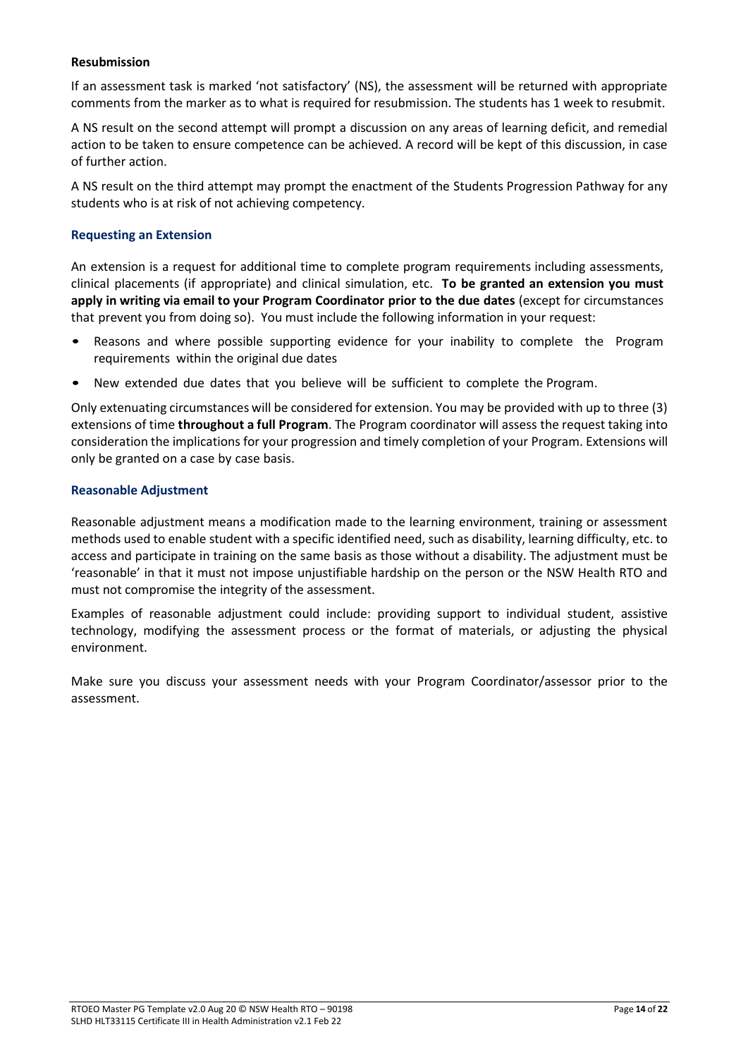**Resubmission**

If an assessment task is marked 'not satisfactory' (NS), the assessment will be returned with appropriate comments from the marker as to what is required for resubmission. The students has 1 week to resubmit.

A NS result on the second attempt will prompt a discussion on any areas of learning deficit, and remedial action to be taken to ensure competence can be achieved. A record will be kept of this discussion, in case of further action.

A NS result on the third attempt may prompt the enactment of the Students Progression Pathway for any students who is at risk of not achieving competency.

### Requesting an Extension

An extension is a request for additional time to complete program requirements including assessments, clinical placements (if appropriate) and clinical simulation, etc. **To be granted an extension you must apply in writing via email to your Program Coordinator prior to the due dates** (except for circumstances that prevent you from doing so). You must include the following information in your request:

- Reasons and where possible supporting evidence for your inability to complete the Program requirements within the original due dates
- New extended due dates that you believe will be sufficient to complete the Program.

Only extenuating circumstances will be considered for extension. You may be provided with up to three (3) extensions of time **throughout a full Program**. The Program coordinator will assess the request taking into consideration the implications for your progression and timely completion of your Program. Extensions will only be granted on a case by case basis.

### Reasonable Adjustment

Reasonable adjustment means a modification made to the learning environment, training or assessment methods used to enable student with a specific identified need, such as disability, learning difficulty, etc. to access and participate in training on the same basis as those without a disability. The adjustment must be 'reasonable' in that it must not impose unjustifiable hardship on the person or the NSW Health RTO and must not compromise the integrity of the assessment.

Examples of reasonable adjustment could include: providing support to individual student, assistive technology, modifying the assessment process or the format of materials, or adjusting the physical environment.

Make sure you discuss your assessment needs with your Program Coordinator/assessor prior to the assessment.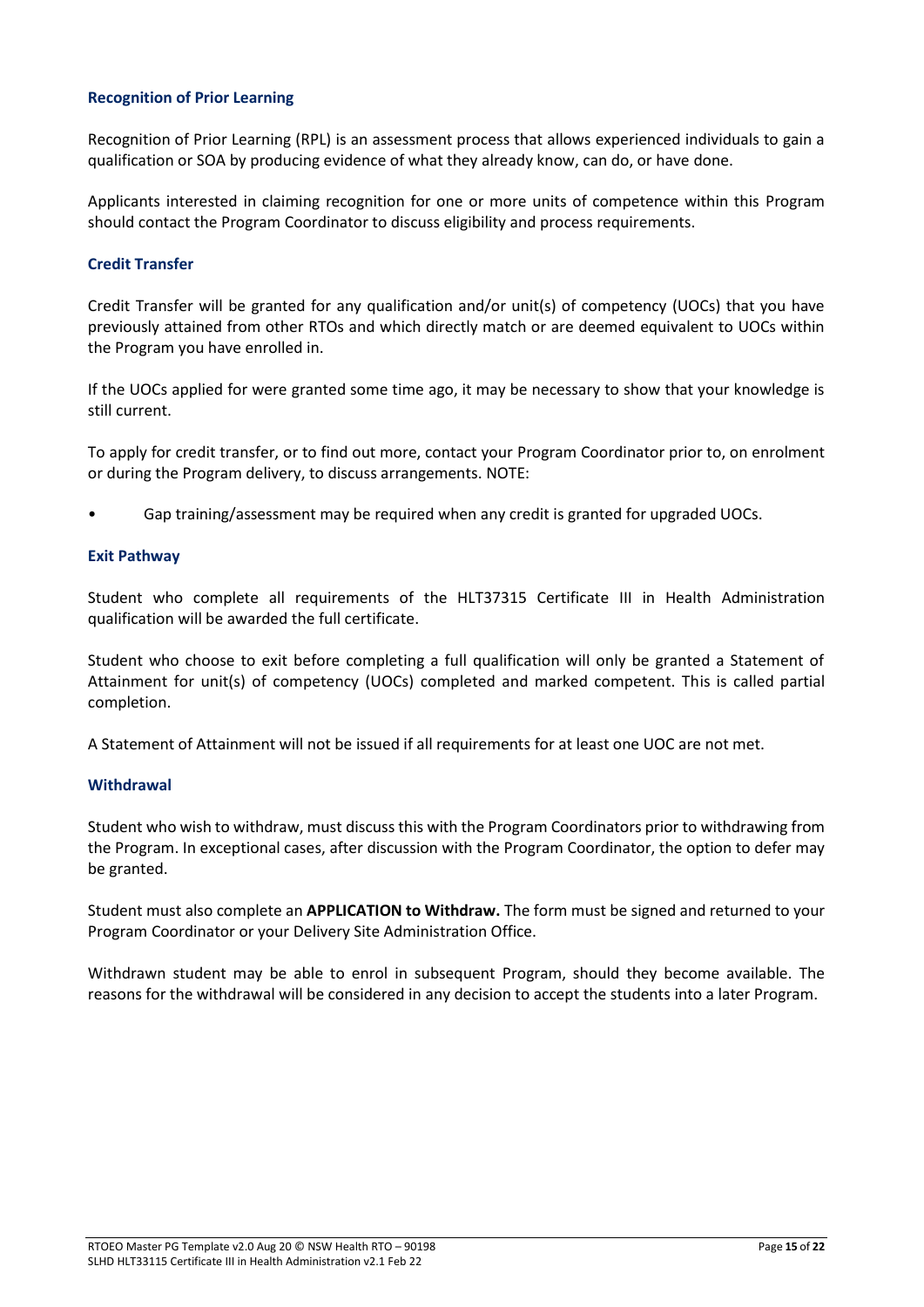### Recognition of Prior Learning

Recognition of Prior Learning (RPL) is an assessment process that allows experienced individuals to gain a qualification or SOA by producing evidence of what they already know, can do, or have done.

Applicants interested in claiming recognition for one or more units of competence within this Program should contact the Program Coordinator to discuss eligibility and process requirements.

### Credit Transfer

Credit Transfer will be granted for any qualification and/or unit(s) of competency (UOCs) that you have previously attained from other RTOs and which directly match or are deemed equivalent to UOCs within the Program you have enrolled in.

If the UOCs applied for were granted some time ago, it may be necessary to show that your knowledge is still current.

To apply for credit transfer, or to find out more, contact your Program Coordinator prior to, on enrolment or during the Program delivery, to discuss arrangements. NOTE:

- Gap training/assessment may be required when any credit is granted for upgraded UOCs.

### Exit Pathway

Student who complete all requirements of the HLT37315 Certificate III in Health Administration qualification will be awarded the full certificate.

Student who choose to exit before completing a full qualification will only be granted a Statement of Attainment for unit(s) of competency (UOCs) completed and marked competent. This is called partial completion.

A Statement of Attainment will not be issued if all requirements for at least one UOC are not met.

### Withdrawal

Student who wish to withdraw, must discuss this with the Program Coordinators prior to withdrawing from the Program. In exceptional cases, after discussion with the Program Coordinator, the option to defer may be granted.

Student must also complete an **APPLICATION to Withdraw.** The form must be signed and returned to your Program Coordinator or your Delivery Site Administration Office.

Withdrawn student may be able to enrol in subsequent Program, should they become available. The reasons for the withdrawal will be considered in any decision to accept the students into a later Program.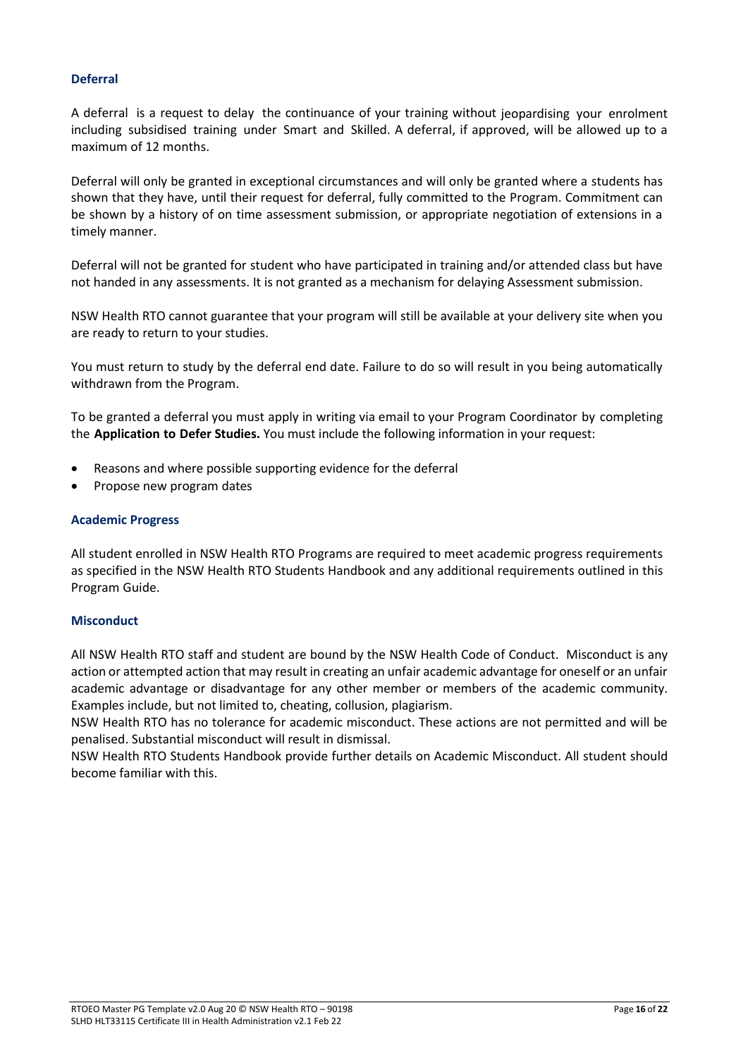### Deferral

A deferral is a request to delay the continuance of your training without jeopardising your enrolment including subsidised training under Smart and Skilled. A deferral, if approved, will be allowed up to a maximum of 12 months.

Deferral will only be granted in exceptional circumstances and will only be granted where a students has shown that they have, until their request for deferral, fully committed to the Program. Commitment can be shown by a history of on time assessment submission, or appropriate negotiation of extensions in a timely manner.

Deferral will not be granted for student who have participated in training and/or attended class but have not handed in any assessments. It is not granted as a mechanism for delaying Assessment submission.

NSW Health RTO cannot guarantee that your program will still be available at your delivery site when you are ready to return to your studies.

You must return to study by the deferral end date. Failure to do so will result in you being automatically withdrawn from the Program.

To be granted a deferral you must apply in writing via email to your Program Coordinator by completing the **Application to Defer Studies.** You must include the following information in your request:

- Reasons and where possible supporting evidence for the deferral
- Propose new program dates

### Academic Progress

All student enrolled in NSW Health RTO Programs are required to meet academic progress requirements as specified in the NSW Health RTO Students Handbook and any additional requirements outlined in this Program Guide.

### Misconduct

All NSW Health RTO staff and student are bound by the NSW Health Code of Conduct. Misconduct is any action or attempted action that may result in creating an unfair academic advantage for oneself or an unfair academic advantage or disadvantage for any other member or members of the academic community. Examples include, but not limited to, cheating, collusion, plagiarism.

NSW Health RTO has no tolerance for academic misconduct. These actions are not permitted and will be penalised. Substantial misconduct will result in dismissal.

NSW Health RTO Students Handbook provide further details on Academic Misconduct. All student should become familiar with this.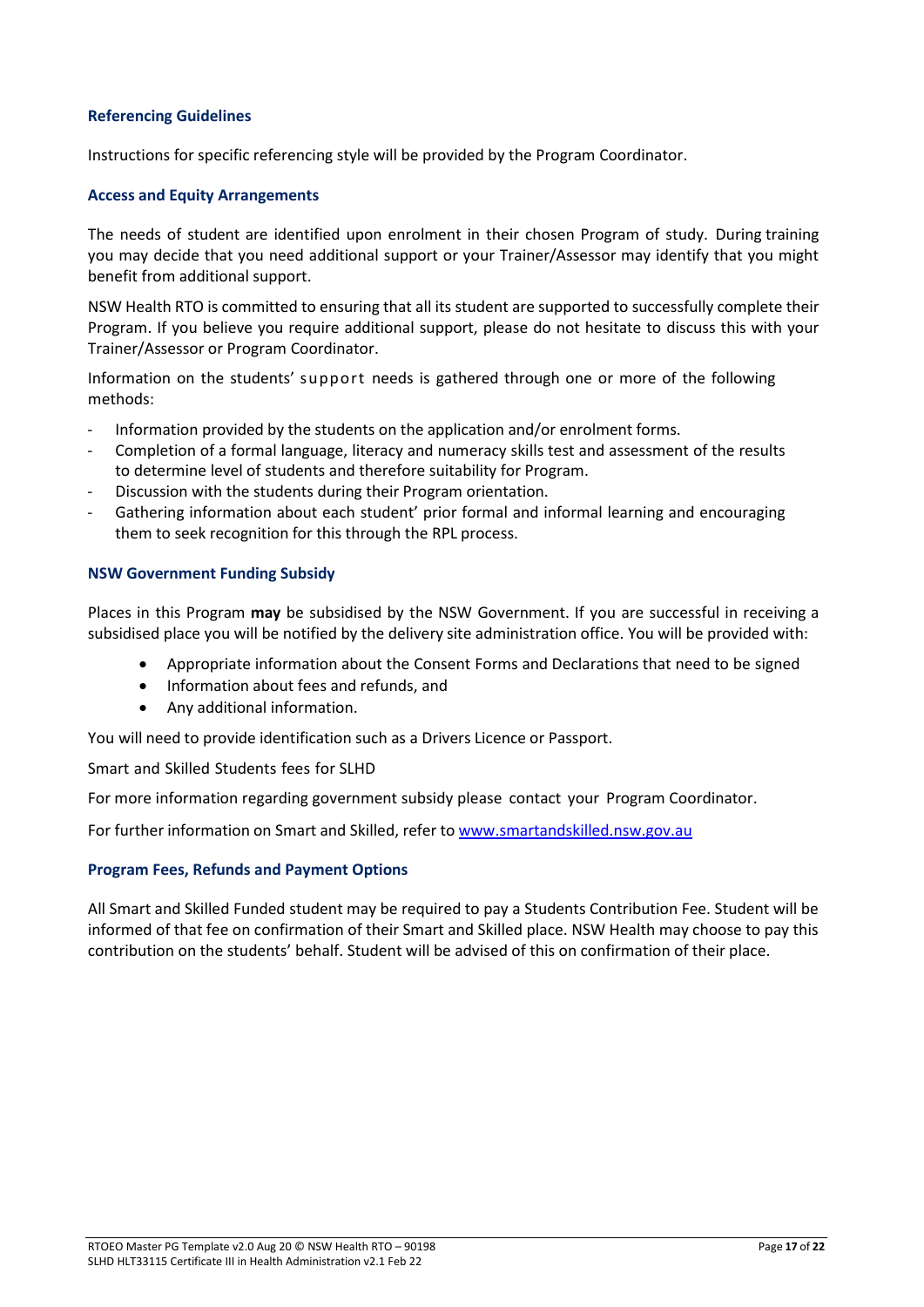### Referencing Guidelines

Instructions for specific referencing style will be provided by the Program Coordinator.

### Access and Equity Arrangements

The needs of student are identified upon enrolment in their chosen Program of study. During training you may decide that you need additional support or your Trainer/Assessor may identify that you might benefit from additional support.

NSW Health RTO is committed to ensuring that all its student are supported to successfully complete their Program. If you believe you require additional support, please do not hesitate to discuss this with your Trainer/Assessor or Program Coordinator.

Information on the students' support needs is gathered through one or more of the following methods:

- Information provided by the students on the application and/or enrolment forms.
- Completion of a formal language, literacy and numeracy skills test and assessment of the results to determine level of students and therefore suitability for Program.
- Discussion with the students during their Program orientation.
- Gathering information about each student' prior formal and informal learning and encouraging them to seek recognition for this through the RPL process.

### NSW Government Funding Subsidy

Places in this Program **may** be subsidised by the NSW Government. If you are successful in receiving a subsidised place you will be notified by the delivery site administration office. You will be provided with:

- Appropriate information about the Consent Forms and Declarations that need to be signed
- Information about fees and refunds, and
- Any additional information.

You will need to provide identification such as a Drivers Licence or Passport.

Smart and Skilled Students fees for SLHD

For more information regarding government subsidy please contact your Program Coordinator.

For further information on Smart and Skilled, refer to www.smartandskilled.nsw.gov.au

### Program Fees, Refunds and Payment Options

All Smart and Skilled Funded student may be required to pay a Students Contribution Fee. Student will be informed of that fee on confirmation of their Smart and Skilled place. NSW Health may choose to pay this contribution on the students' behalf. Student will be advised of this on confirmation of their place.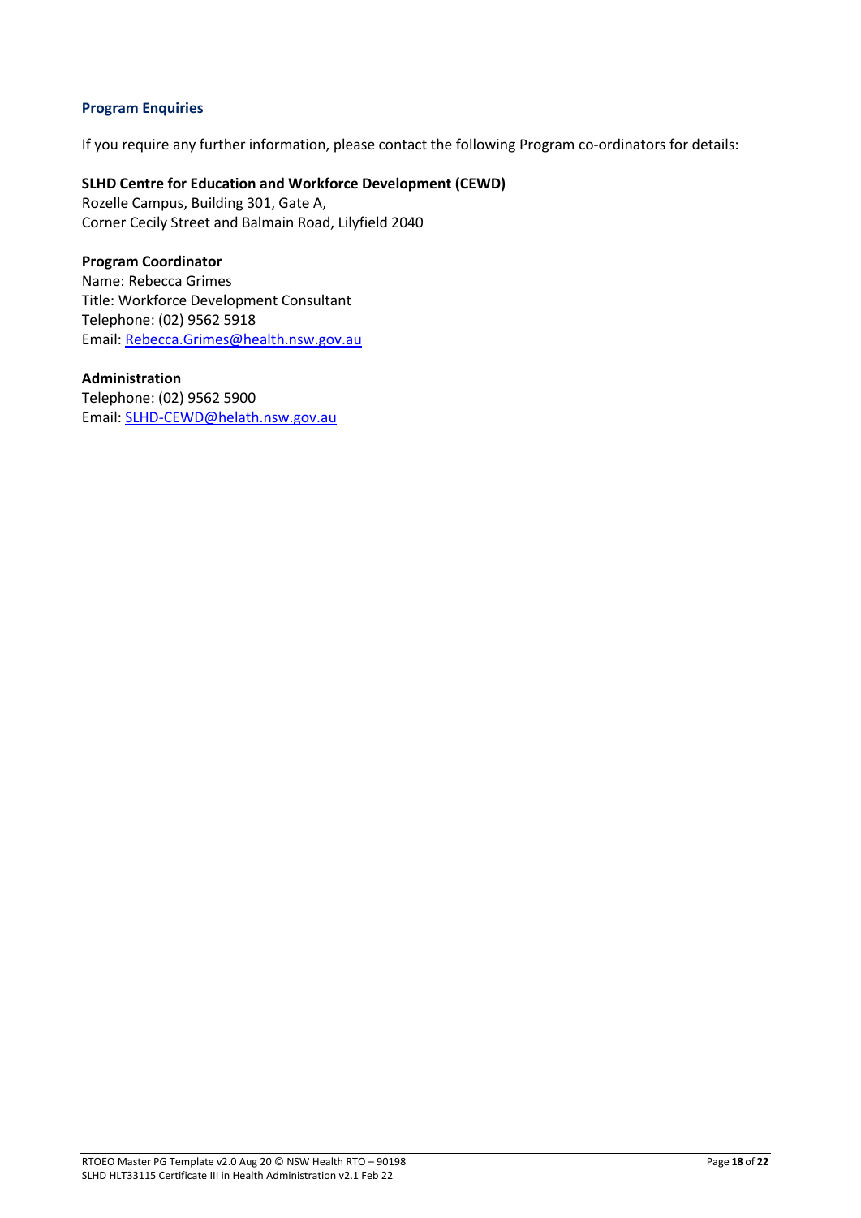### Program Enquiries

If you require any further information, please contact the following Program co-ordinators for details:

**SLHD Centre for Education and Workforce Development (CEWD)**
Rozelle Campus, Building 301, Gate A,
Corner Cecily Street and Balmain Road, Lilyfield 2040

**Program Coordinator**
Name: Rebecca Grimes
Title: Workforce Development Consultant
Telephone: (02) 9562 5918
Email: Rebecca.Grimes@health.nsw.gov.au

**Administration**
Telephone: (02) 9562 5900
Email: SLHD-CEWD@helath.nsw.gov.au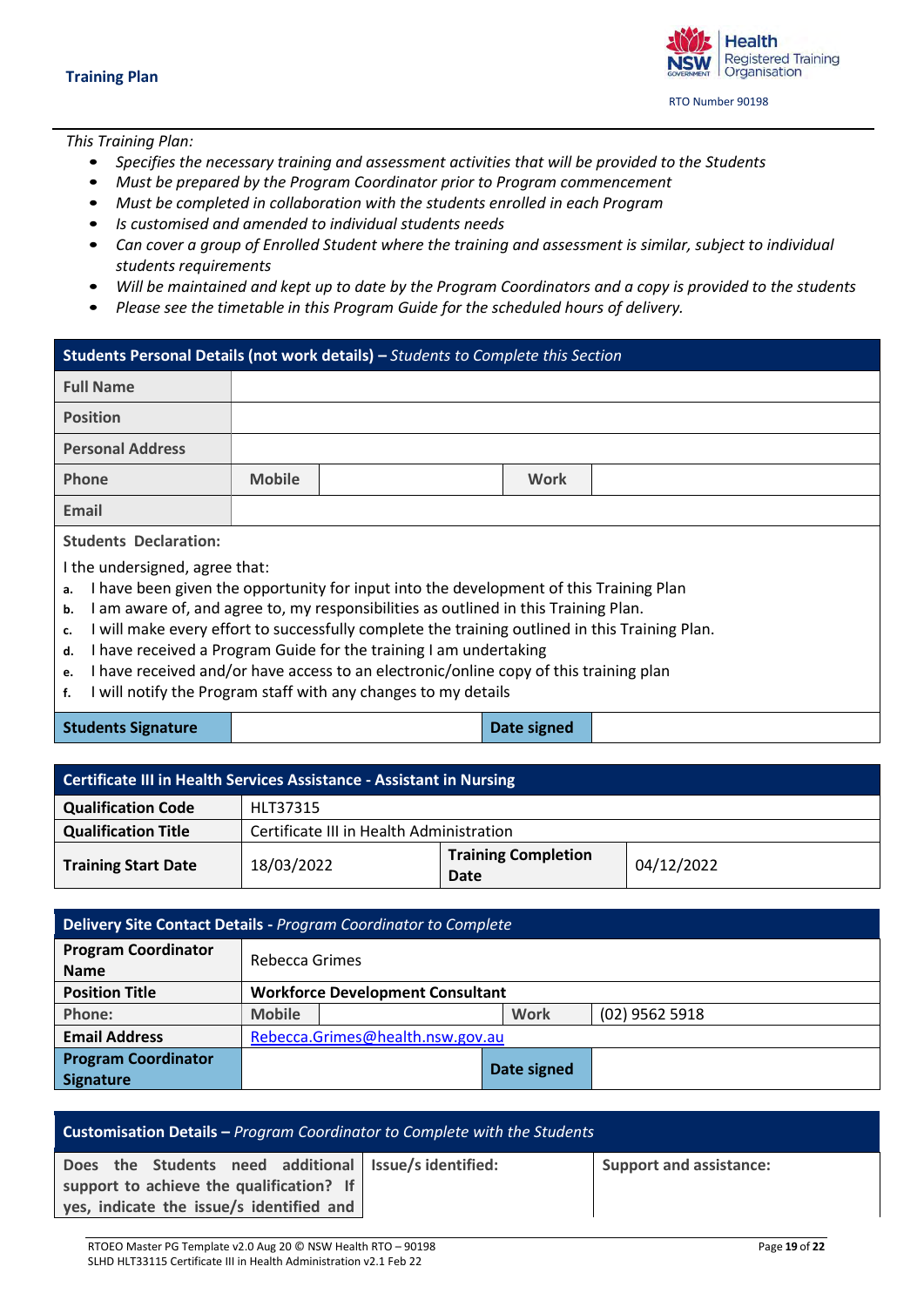## Training Plan

*This Training Plan:*

- *Specifies the necessary training and assessment activities that will be provided to the Students*
- *Must be prepared by the Program Coordinator prior to Program commencement*
- *Must be completed in collaboration with the students enrolled in each Program*
- *Is customised and amended to individual students needs*
- *Can cover a group of Enrolled Student where the training and assessment is similar, subject to individual students requirements*
- *Will be maintained and kept up to date by the Program Coordinators and a copy is provided to the students*
- *Please see the timetable in this Program Guide for the scheduled hours of delivery.*

| **Students Personal Details (not work details) –** *Students to Complete this Section* | | | | |
|---|---|---|---|---|
| **Full Name** | | | | |
| **Position** | | | | |
| **Personal Address** | | | | |
| **Phone** | **Mobile** | | **Work** | |
| **Email** | | | | |

**Students Declaration:**

I the undersigned, agree that:

a. I have been given the opportunity for input into the development of this Training Plan
b. I am aware of, and agree to, my responsibilities as outlined in this Training Plan.
c. I will make every effort to successfully complete the training outlined in this Training Plan.
d. I have received a Program Guide for the training I am undertaking
e. I have received and/or have access to an electronic/online copy of this training plan
f. I will notify the Program staff with any changes to my details

| **Students Signature** | | **Date signed** | |
|---|---|---|---|

| **Certificate III in Health Services Assistance - Assistant in Nursing** | | | |
|---|---|---|---|
| **Qualification Code** | HLT37315 | | |
| **Qualification Title** | Certificate III in Health Administration | | |
| **Training Start Date** | 18/03/2022 | **Training Completion Date** | 04/12/2022 |

| **Delivery Site Contact Details -** *Program Coordinator to Complete* | | | | |
|---|---|---|---|---|
| **Program Coordinator Name** | Rebecca Grimes | | | |
| **Position Title** | **Workforce Development Consultant** | | | |
| **Phone:** | **Mobile** | | **Work** | (02) 9562 5918 |
| **Email Address** | Rebecca.Grimes@health.nsw.gov.au | | | |
| **Program Coordinator Signature** | | | **Date signed** | |

| **Customisation Details –** *Program Coordinator to Complete with the Students* | | |
|---|---|---|
| **Does the Students need additional support to achieve the qualification? If yes, indicate the issue/s identified and** | **Issue/s identified:** | **Support and assistance:** |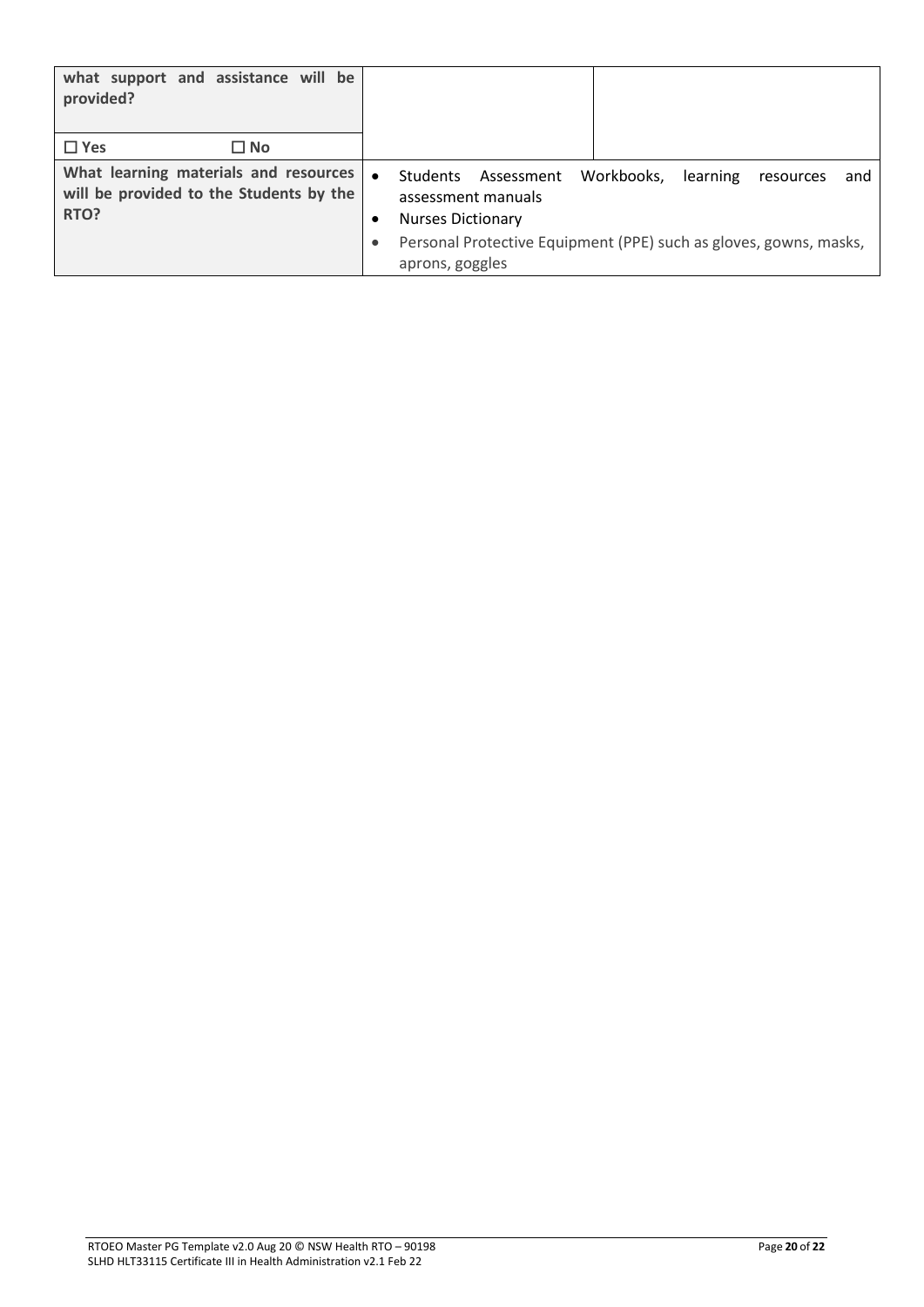| what support and assistance will be provided?<br><br>☐ Yes ☐ No | | |
| --- | --- | --- |
| What learning materials and resources will be provided to the Students by the RTO? | • Students Assessment Workbooks, learning resources and assessment manuals<br>• Nurses Dictionary<br>• Personal Protective Equipment (PPE) such as gloves, gowns, masks, aprons, goggles | |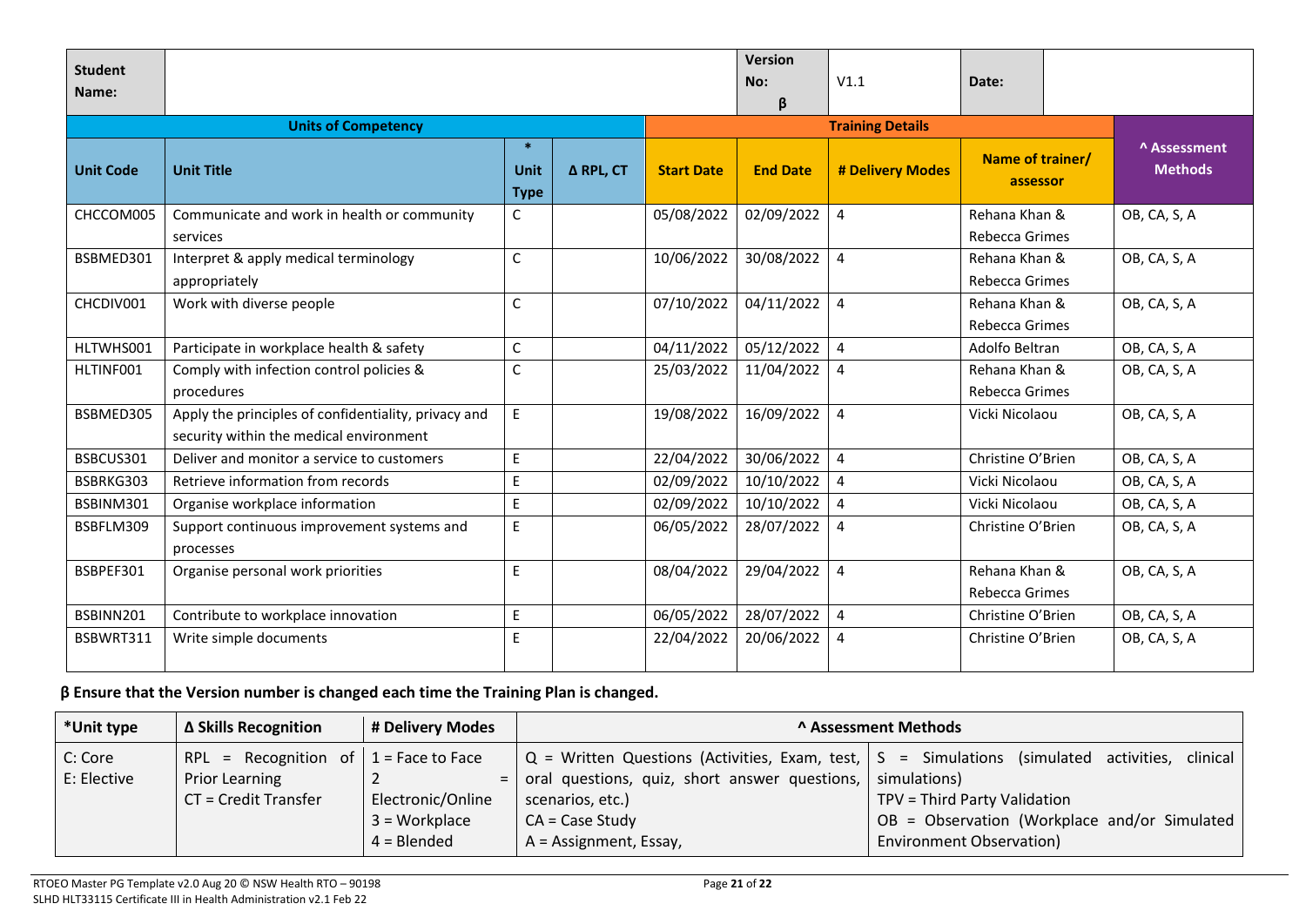| Student Name: | | | | Version No: β | V1.1 | | Date: | |
|---|---|---|---|---|---|---|---|---|
| **Units of Competency** | | | | **Training Details** | | | | |
| **Unit Code** | **Unit Title** | *** Unit Type** | **Δ RPL, CT** | **Start Date** | **End Date** | **# Delivery Modes** | **Name of trainer/ assessor** | **^ Assessment Methods** |
| CHCCOM005 | Communicate and work in health or community services | C | | 05/08/2022 | 02/09/2022 | 4 | Rehana Khan & Rebecca Grimes | OB, CA, S, A |
| BSBMED301 | Interpret & apply medical terminology appropriately | C | | 10/06/2022 | 30/08/2022 | 4 | Rehana Khan & Rebecca Grimes | OB, CA, S, A |
| CHCDIV001 | Work with diverse people | C | | 07/10/2022 | 04/11/2022 | 4 | Rehana Khan & Rebecca Grimes | OB, CA, S, A |
| HLTWHS001 | Participate in workplace health & safety | C | | 04/11/2022 | 05/12/2022 | 4 | Adolfo Beltran | OB, CA, S, A |
| HLTINF001 | Comply with infection control policies & procedures | C | | 25/03/2022 | 11/04/2022 | 4 | Rehana Khan & Rebecca Grimes | OB, CA, S, A |
| BSBMED305 | Apply the principles of confidentiality, privacy and security within the medical environment | E | | 19/08/2022 | 16/09/2022 | 4 | Vicki Nicolaou | OB, CA, S, A |
| BSBCUS301 | Deliver and monitor a service to customers | E | | 22/04/2022 | 30/06/2022 | 4 | Christine O'Brien | OB, CA, S, A |
| BSBRKG303 | Retrieve information from records | E | | 02/09/2022 | 10/10/2022 | 4 | Vicki Nicolaou | OB, CA, S, A |
| BSBINM301 | Organise workplace information | E | | 02/09/2022 | 10/10/2022 | 4 | Vicki Nicolaou | OB, CA, S, A |
| BSBFLM309 | Support continuous improvement systems and processes | E | | 06/05/2022 | 28/07/2022 | 4 | Christine O'Brien | OB, CA, S, A |
| BSBPEF301 | Organise personal work priorities | E | | 08/04/2022 | 29/04/2022 | 4 | Rehana Khan & Rebecca Grimes | OB, CA, S, A |
| BSBINN201 | Contribute to workplace innovation | E | | 06/05/2022 | 28/07/2022 | 4 | Christine O'Brien | OB, CA, S, A |
| BSBWRT311 | Write simple documents | E | | 22/04/2022 | 20/06/2022 | 4 | Christine O'Brien | OB, CA, S, A |

**β Ensure that the Version number is changed each time the Training Plan is changed.**

| *Unit type | Δ Skills Recognition | # Delivery Modes | ^ Assessment Methods | |
|---|---|---|---|---|
| C: Core<br>E: Elective | RPL = Recognition of Prior Learning<br>CT = Credit Transfer | 1 = Face to Face<br>2 = Electronic/Online<br>3 = Workplace<br>4 = Blended | Q = Written Questions (Activities, Exam, test, oral questions, quiz, short answer questions, scenarios, etc.)<br>CA = Case Study<br>A = Assignment, Essay, | S = Simulations (simulated activities, clinical simulations)<br>TPV = Third Party Validation<br>OB = Observation (Workplace and/or Simulated Environment Observation) |

RTOEO Master PG Template v2.0 Aug 20 © NSW Health RTO – 90198
SLHD HLT33115 Certificate III in Health Administration v2.1 Feb 22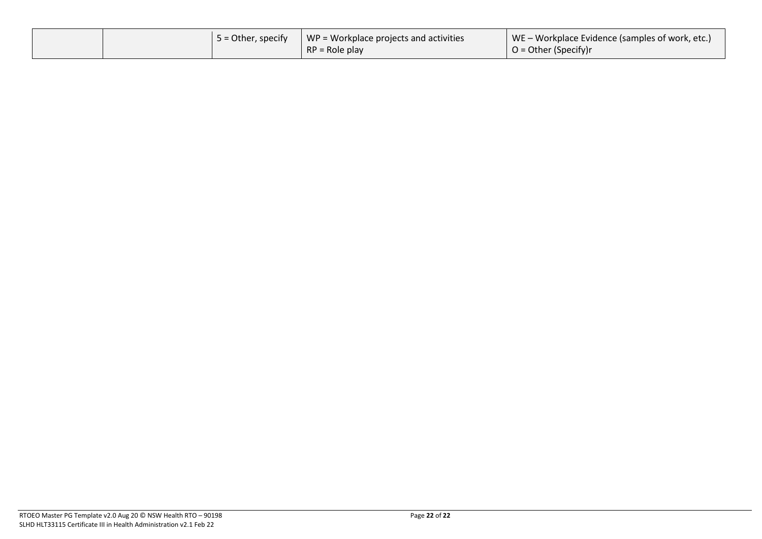| | | | | |
|---|---|---|---|---|
| | | 5 = Other, specify | WP = Workplace projects and activities<br>RP = Role play | WE – Workplace Evidence (samples of work, etc.)<br>O = Other (Specify)r |